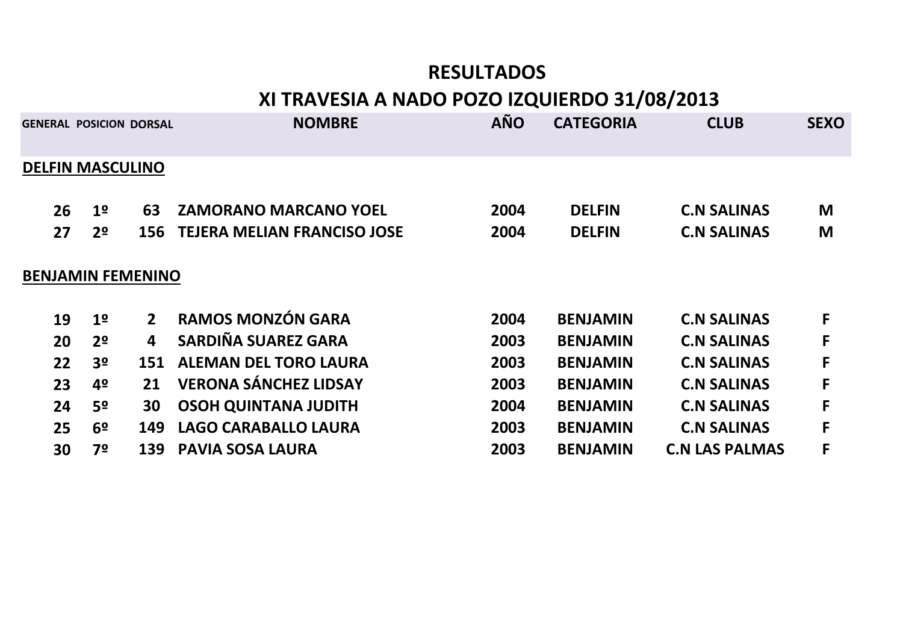# RESULTADOS

## XI TRAVESIA A NADO POZO IZQUIERDO 31/08/2013

| GENERAL | POSICION | DORSAL | NOMBRE | AÑO | CATEGORIA | CLUB | SEXO |
|---|---|---|---|---|---|---|---|
| **DELFIN MASCULINO** | | | | | | | |
| 26 | 1º | 63 | ZAMORANO MARCANO YOEL | 2004 | DELFIN | C.N SALINAS | M |
| 27 | 2º | 156 | TEJERA MELIAN FRANCISO JOSE | 2004 | DELFIN | C.N SALINAS | M |
| **BENJAMIN FEMENINO** | | | | | | | |
| 19 | 1º | 2 | RAMOS MONZÓN GARA | 2004 | BENJAMIN | C.N SALINAS | F |
| 20 | 2º | 4 | SARDIÑA SUAREZ GARA | 2003 | BENJAMIN | C.N SALINAS | F |
| 22 | 3º | 151 | ALEMAN DEL TORO LAURA | 2003 | BENJAMIN | C.N SALINAS | F |
| 23 | 4º | 21 | VERONA SÁNCHEZ LIDSAY | 2003 | BENJAMIN | C.N SALINAS | F |
| 24 | 5º | 30 | OSOH QUINTANA JUDITH | 2004 | BENJAMIN | C.N SALINAS | F |
| 25 | 6º | 149 | LAGO CARABALLO LAURA | 2003 | BENJAMIN | C.N SALINAS | F |
| 30 | 7º | 139 | PAVIA SOSA LAURA | 2003 | BENJAMIN | C.N LAS PALMAS | F |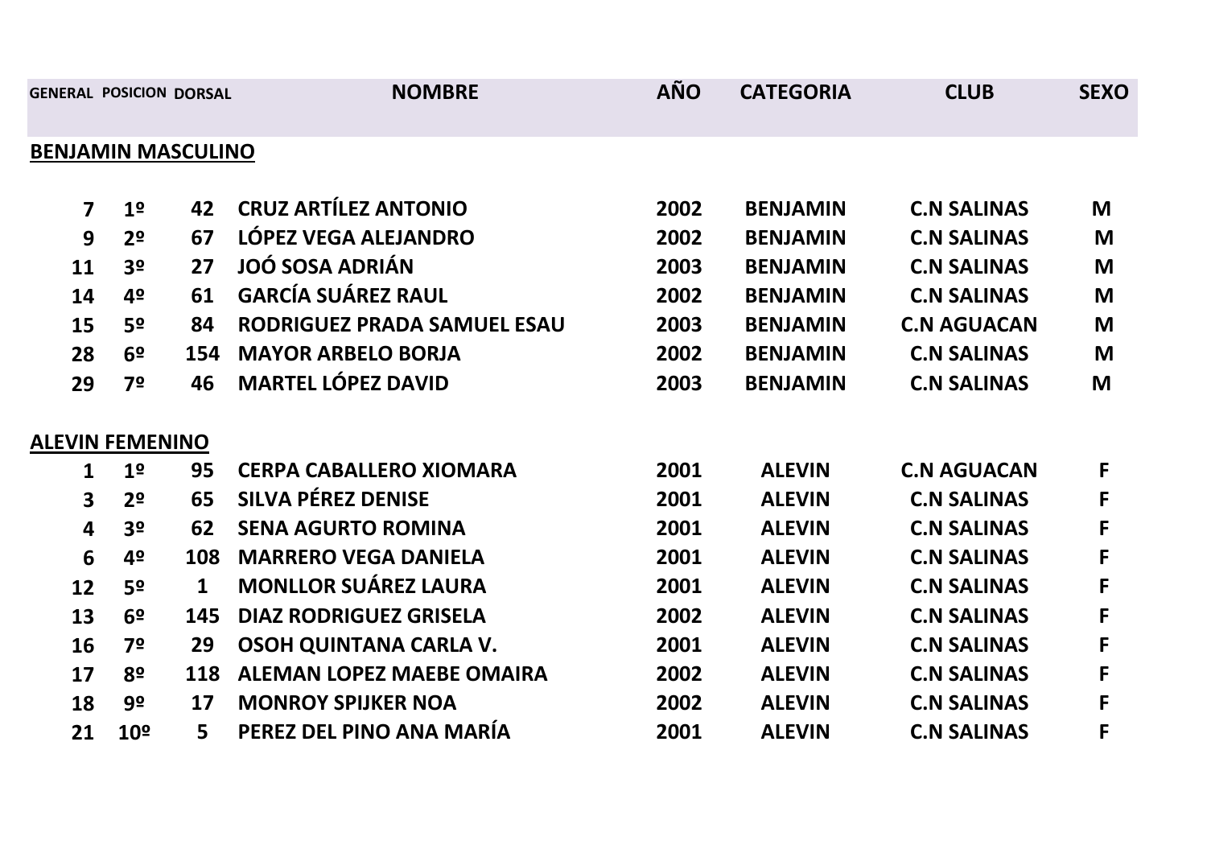| GENERAL | POSICION | DORSAL | NOMBRE | AÑO | CATEGORIA | CLUB | SEXO |
|---|---|---|---|---|---|---|---|
| **BENJAMIN MASCULINO** | | | | | | | |
| 7 | 1º | 42 | CRUZ ARTÍLEZ ANTONIO | 2002 | BENJAMIN | C.N SALINAS | M |
| 9 | 2º | 67 | LÓPEZ VEGA ALEJANDRO | 2002 | BENJAMIN | C.N SALINAS | M |
| 11 | 3º | 27 | JOÓ SOSA ADRIÁN | 2003 | BENJAMIN | C.N SALINAS | M |
| 14 | 4º | 61 | GARCÍA SUÁREZ RAUL | 2002 | BENJAMIN | C.N SALINAS | M |
| 15 | 5º | 84 | RODRIGUEZ PRADA SAMUEL ESAU | 2003 | BENJAMIN | C.N AGUACAN | M |
| 28 | 6º | 154 | MAYOR ARBELO BORJA | 2002 | BENJAMIN | C.N SALINAS | M |
| 29 | 7º | 46 | MARTEL LÓPEZ DAVID | 2003 | BENJAMIN | C.N SALINAS | M |
| **ALEVIN FEMENINO** | | | | | | | |
| 1 | 1º | 95 | CERPA CABALLERO XIOMARA | 2001 | ALEVIN | C.N AGUACAN | F |
| 3 | 2º | 65 | SILVA PÉREZ DENISE | 2001 | ALEVIN | C.N SALINAS | F |
| 4 | 3º | 62 | SENA AGURTO ROMINA | 2001 | ALEVIN | C.N SALINAS | F |
| 6 | 4º | 108 | MARRERO VEGA DANIELA | 2001 | ALEVIN | C.N SALINAS | F |
| 12 | 5º | 1 | MONLLOR SUÁREZ LAURA | 2001 | ALEVIN | C.N SALINAS | F |
| 13 | 6º | 145 | DIAZ RODRIGUEZ GRISELA | 2002 | ALEVIN | C.N SALINAS | F |
| 16 | 7º | 29 | OSOH QUINTANA CARLA V. | 2001 | ALEVIN | C.N SALINAS | F |
| 17 | 8º | 118 | ALEMAN LOPEZ MAEBE OMAIRA | 2002 | ALEVIN | C.N SALINAS | F |
| 18 | 9º | 17 | MONROY SPIJKER NOA | 2002 | ALEVIN | C.N SALINAS | F |
| 21 | 10º | 5 | PEREZ DEL PINO ANA MARÍA | 2001 | ALEVIN | C.N SALINAS | F |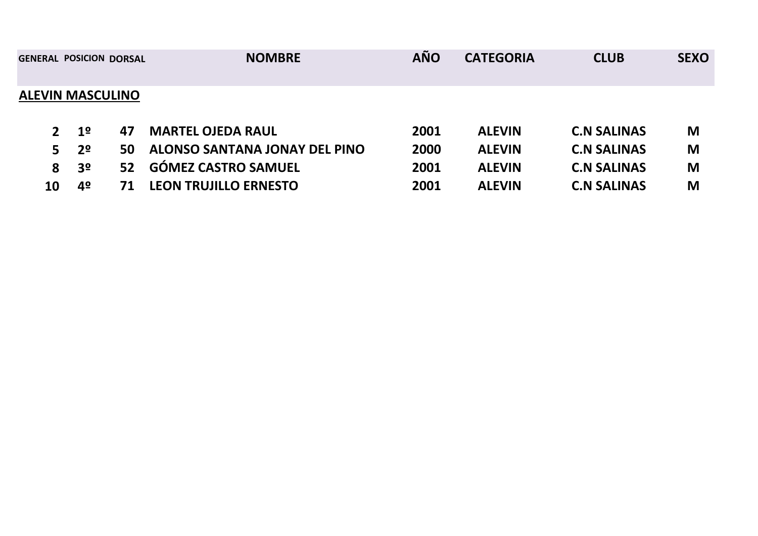| GENERAL | POSICION | DORSAL | NOMBRE | AÑO | CATEGORIA | CLUB | SEXO |
|---|---|---|---|---|---|---|---|
| **ALEVIN MASCULINO** | | | | | | | |
| 2 | 1º | 47 | MARTEL OJEDA RAUL | 2001 | ALEVIN | C.N SALINAS | M |
| 5 | 2º | 50 | ALONSO SANTANA JONAY DEL PINO | 2000 | ALEVIN | C.N SALINAS | M |
| 8 | 3º | 52 | GÓMEZ CASTRO SAMUEL | 2001 | ALEVIN | C.N SALINAS | M |
| 10 | 4º | 71 | LEON TRUJILLO ERNESTO | 2001 | ALEVIN | C.N SALINAS | M |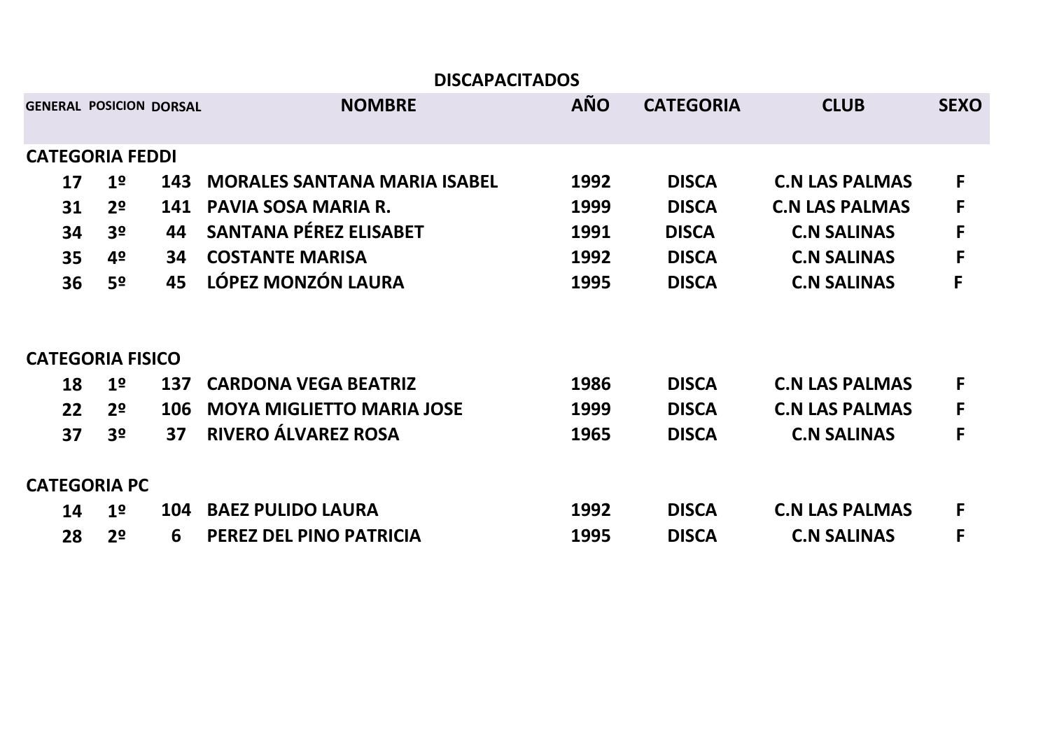## DISCAPACITADOS

| GENERAL | POSICION | DORSAL | NOMBRE | AÑO | CATEGORIA | CLUB | SEXO |
|---|---|---|---|---|---|---|---|
| **CATEGORIA FEDDI** | | | | | | | |
| 17 | 1º | 143 | MORALES SANTANA MARIA ISABEL | 1992 | DISCA | C.N LAS PALMAS | F |
| 31 | 2º | 141 | PAVIA SOSA MARIA R. | 1999 | DISCA | C.N LAS PALMAS | F |
| 34 | 3º | 44 | SANTANA PÉREZ ELISABET | 1991 | DISCA | C.N SALINAS | F |
| 35 | 4º | 34 | COSTANTE MARISA | 1992 | DISCA | C.N SALINAS | F |
| 36 | 5º | 45 | LÓPEZ MONZÓN LAURA | 1995 | DISCA | C.N SALINAS | F |
| **CATEGORIA FISICO** | | | | | | | |
| 18 | 1º | 137 | CARDONA VEGA BEATRIZ | 1986 | DISCA | C.N LAS PALMAS | F |
| 22 | 2º | 106 | MOYA MIGLIETTO MARIA JOSE | 1999 | DISCA | C.N LAS PALMAS | F |
| 37 | 3º | 37 | RIVERO ÁLVAREZ ROSA | 1965 | DISCA | C.N SALINAS | F |
| **CATEGORIA PC** | | | | | | | |
| 14 | 1º | 104 | BAEZ PULIDO LAURA | 1992 | DISCA | C.N LAS PALMAS | F |
| 28 | 2º | 6 | PEREZ DEL PINO PATRICIA | 1995 | DISCA | C.N SALINAS | F |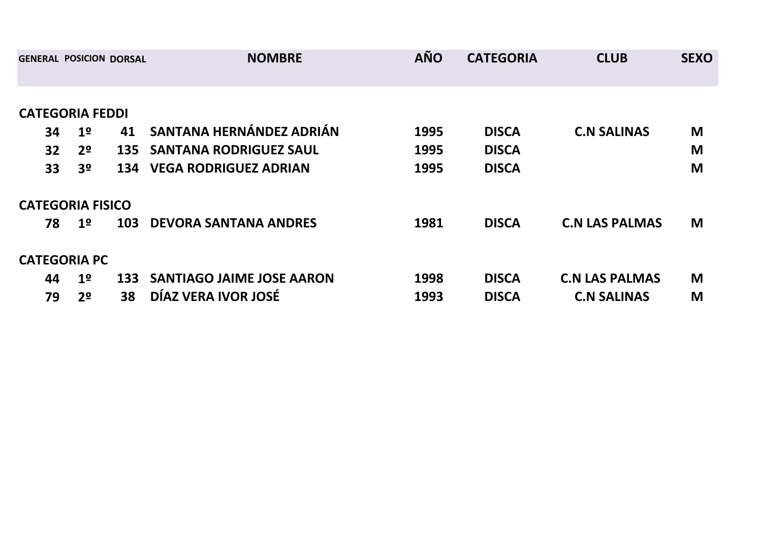| GENERAL | POSICION | DORSAL | NOMBRE | AÑO | CATEGORIA | CLUB | SEXO |
|---|---|---|---|---|---|---|---|
| **CATEGORIA FEDDI** | | | | | | | |
| 34 | 1º | 41 | SANTANA HERNÁNDEZ ADRIÁN | 1995 | DISCA | C.N SALINAS | M |
| 32 | 2º | 135 | SANTANA RODRIGUEZ SAUL | 1995 | DISCA | | M |
| 33 | 3º | 134 | VEGA RODRIGUEZ ADRIAN | 1995 | DISCA | | M |
| **CATEGORIA FISICO** | | | | | | | |
| 78 | 1º | 103 | DEVORA SANTANA ANDRES | 1981 | DISCA | C.N LAS PALMAS | M |
| **CATEGORIA PC** | | | | | | | |
| 44 | 1º | 133 | SANTIAGO JAIME JOSE AARON | 1998 | DISCA | C.N LAS PALMAS | M |
| 79 | 2º | 38 | DÍAZ VERA IVOR JOSÉ | 1993 | DISCA | C.N SALINAS | M |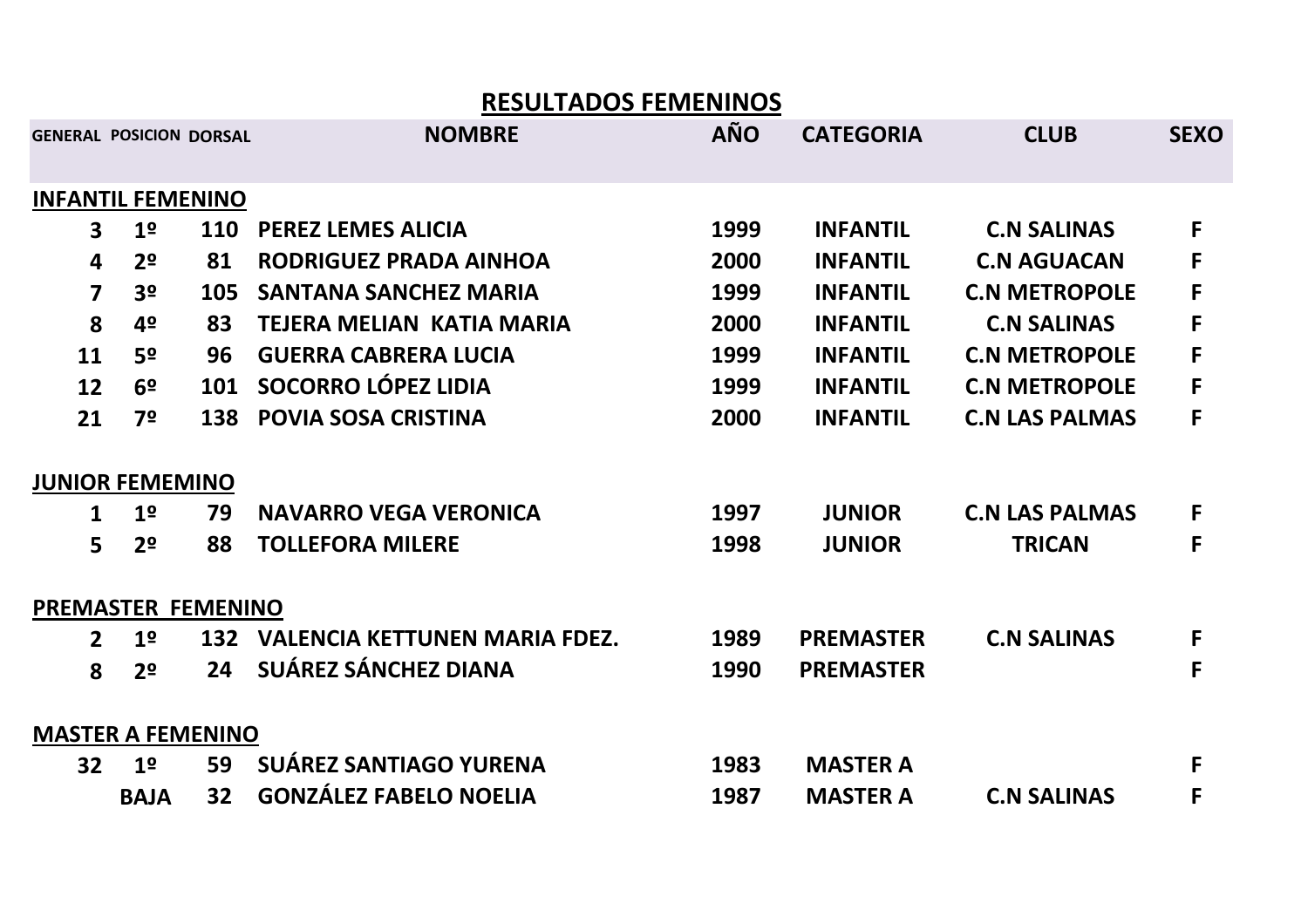# RESULTADOS FEMENINOS

| GENERAL | POSICION | DORSAL | NOMBRE | AÑO | CATEGORIA | CLUB | SEXO |
|---|---|---|---|---|---|---|---|
| **INFANTIL FEMENINO** | | | | | | | |
| 3 | 1º | 110 | PEREZ LEMES ALICIA | 1999 | INFANTIL | C.N SALINAS | F |
| 4 | 2º | 81 | RODRIGUEZ PRADA AINHOA | 2000 | INFANTIL | C.N AGUACAN | F |
| 7 | 3º | 105 | SANTANA SANCHEZ MARIA | 1999 | INFANTIL | C.N METROPOLE | F |
| 8 | 4º | 83 | TEJERA MELIAN KATIA MARIA | 2000 | INFANTIL | C.N SALINAS | F |
| 11 | 5º | 96 | GUERRA CABRERA LUCIA | 1999 | INFANTIL | C.N METROPOLE | F |
| 12 | 6º | 101 | SOCORRO LÓPEZ LIDIA | 1999 | INFANTIL | C.N METROPOLE | F |
| 21 | 7º | 138 | POVIA SOSA CRISTINA | 2000 | INFANTIL | C.N LAS PALMAS | F |
| **JUNIOR FEMEMINO** | | | | | | | |
| 1 | 1º | 79 | NAVARRO VEGA VERONICA | 1997 | JUNIOR | C.N LAS PALMAS | F |
| 5 | 2º | 88 | TOLLEFORA MILERE | 1998 | JUNIOR | TRICAN | F |
| **PREMASTER FEMENINO** | | | | | | | |
| 2 | 1º | 132 | VALENCIA KETTUNEN MARIA FDEZ. | 1989 | PREMASTER | C.N SALINAS | F |
| 8 | 2º | 24 | SUÁREZ SÁNCHEZ DIANA | 1990 | PREMASTER | | F |
| **MASTER A FEMENINO** | | | | | | | |
| 32 | 1º | 59 | SUÁREZ SANTIAGO YURENA | 1983 | MASTER A | | F |
| | BAJA | 32 | GONZÁLEZ FABELO NOELIA | 1987 | MASTER A | C.N SALINAS | F |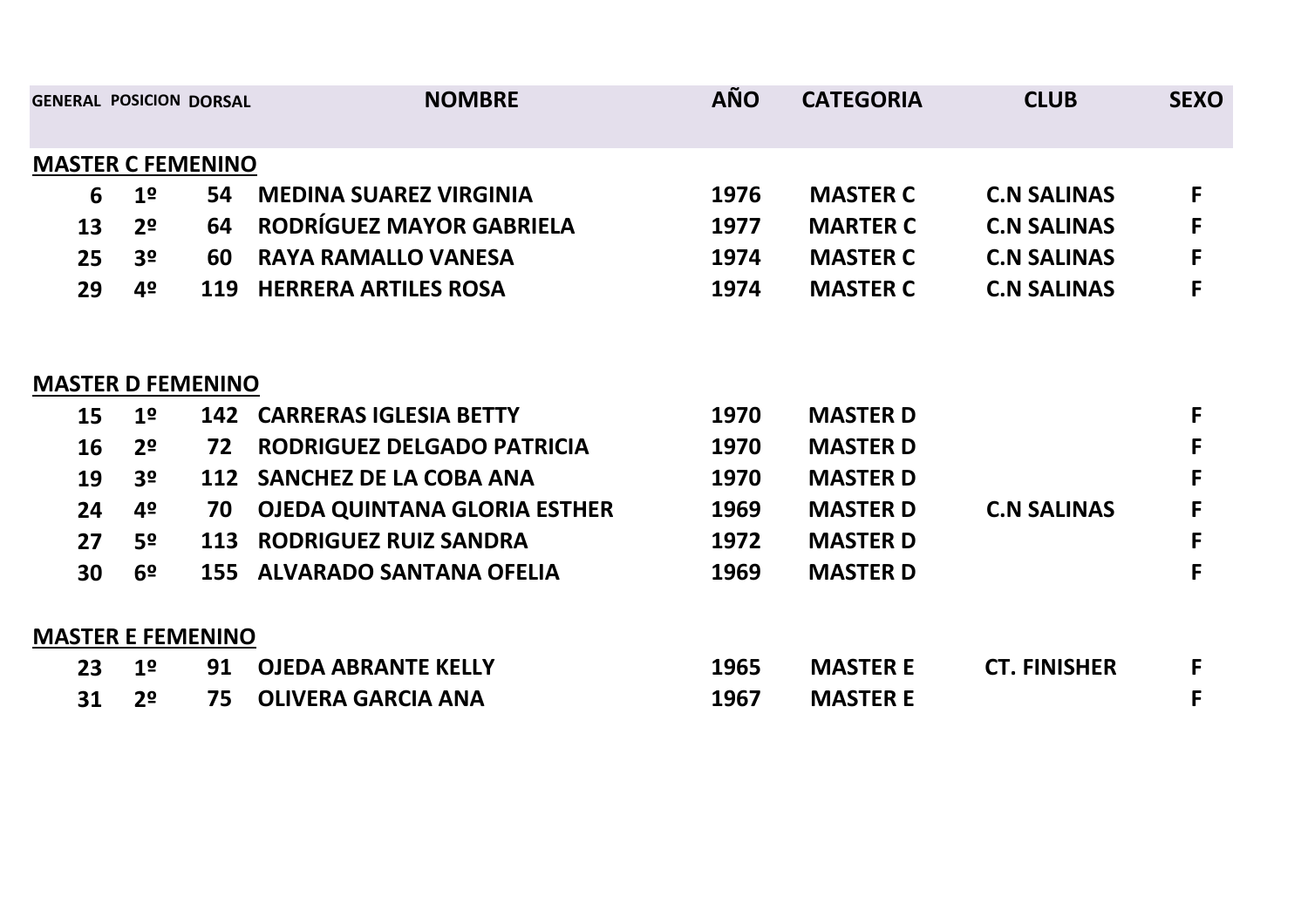| GENERAL | POSICION | DORSAL | NOMBRE | AÑO | CATEGORIA | CLUB | SEXO |
|---|---|---|---|---|---|---|---|
| **MASTER C FEMENINO** | | | | | | | |
| 6 | 1º | 54 | MEDINA SUAREZ VIRGINIA | 1976 | MASTER C | C.N SALINAS | F |
| 13 | 2º | 64 | RODRÍGUEZ MAYOR GABRIELA | 1977 | MARTER C | C.N SALINAS | F |
| 25 | 3º | 60 | RAYA RAMALLO VANESA | 1974 | MASTER C | C.N SALINAS | F |
| 29 | 4º | 119 | HERRERA ARTILES ROSA | 1974 | MASTER C | C.N SALINAS | F |
| **MASTER D FEMENINO** | | | | | | | |
| 15 | 1º | 142 | CARRERAS IGLESIA BETTY | 1970 | MASTER D | | F |
| 16 | 2º | 72 | RODRIGUEZ DELGADO PATRICIA | 1970 | MASTER D | | F |
| 19 | 3º | 112 | SANCHEZ DE LA COBA ANA | 1970 | MASTER D | | F |
| 24 | 4º | 70 | OJEDA QUINTANA GLORIA ESTHER | 1969 | MASTER D | C.N SALINAS | F |
| 27 | 5º | 113 | RODRIGUEZ RUIZ SANDRA | 1972 | MASTER D | | F |
| 30 | 6º | 155 | ALVARADO SANTANA OFELIA | 1969 | MASTER D | | F |
| **MASTER E FEMENINO** | | | | | | | |
| 23 | 1º | 91 | OJEDA ABRANTE KELLY | 1965 | MASTER E | CT. FINISHER | F |
| 31 | 2º | 75 | OLIVERA GARCIA ANA | 1967 | MASTER E | | F |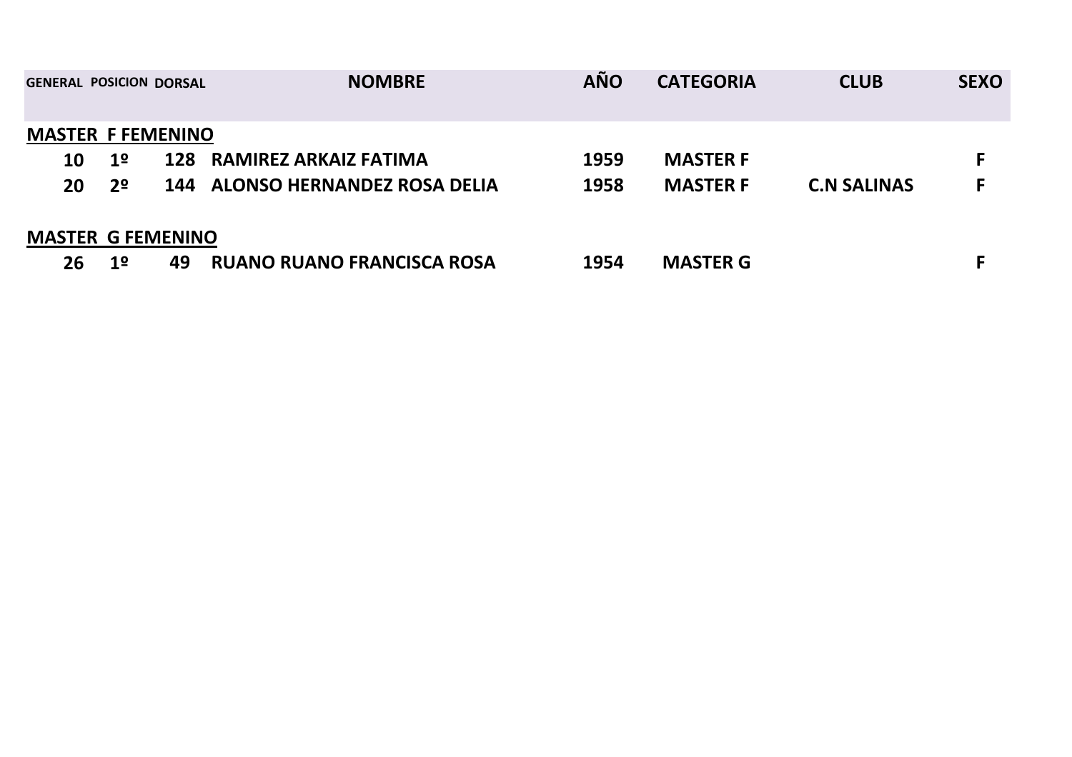| GENERAL | POSICION | DORSAL | NOMBRE | AÑO | CATEGORIA | CLUB | SEXO |
|---|---|---|---|---|---|---|---|
| **MASTER F FEMENINO** | | | | | | | |
| 10 | 1º | 128 | RAMIREZ ARKAIZ FATIMA | 1959 | MASTER F | | F |
| 20 | 2º | 144 | ALONSO HERNANDEZ ROSA DELIA | 1958 | MASTER F | C.N SALINAS | F |
| **MASTER G FEMENINO** | | | | | | | |
| 26 | 1º | 49 | RUANO RUANO FRANCISCA ROSA | 1954 | MASTER G | | F |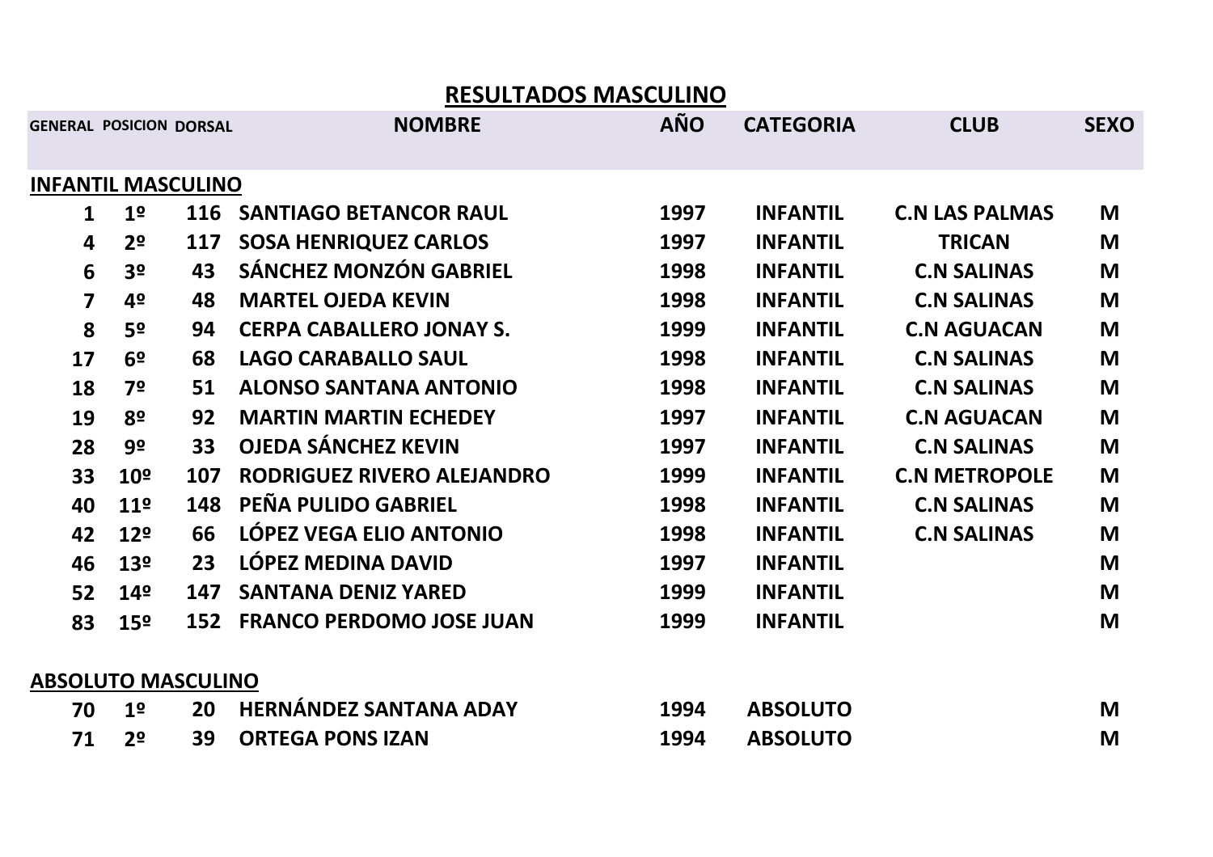# RESULTADOS MASCULINO

| GENERAL | POSICION | DORSAL | NOMBRE | AÑO | CATEGORIA | CLUB | SEXO |
|---|---|---|---|---|---|---|---|
| **INFANTIL MASCULINO** | | | | | | | |
| 1 | 1º | 116 | SANTIAGO BETANCOR RAUL | 1997 | INFANTIL | C.N LAS PALMAS | M |
| 4 | 2º | 117 | SOSA HENRIQUEZ CARLOS | 1997 | INFANTIL | TRICAN | M |
| 6 | 3º | 43 | SÁNCHEZ MONZÓN GABRIEL | 1998 | INFANTIL | C.N SALINAS | M |
| 7 | 4º | 48 | MARTEL OJEDA KEVIN | 1998 | INFANTIL | C.N SALINAS | M |
| 8 | 5º | 94 | CERPA CABALLERO JONAY S. | 1999 | INFANTIL | C.N AGUACAN | M |
| 17 | 6º | 68 | LAGO CARABALLO SAUL | 1998 | INFANTIL | C.N SALINAS | M |
| 18 | 7º | 51 | ALONSO SANTANA ANTONIO | 1998 | INFANTIL | C.N SALINAS | M |
| 19 | 8º | 92 | MARTIN MARTIN ECHEDEY | 1997 | INFANTIL | C.N AGUACAN | M |
| 28 | 9º | 33 | OJEDA SÁNCHEZ KEVIN | 1997 | INFANTIL | C.N SALINAS | M |
| 33 | 10º | 107 | RODRIGUEZ RIVERO ALEJANDRO | 1999 | INFANTIL | C.N METROPOLE | M |
| 40 | 11º | 148 | PEÑA PULIDO GABRIEL | 1998 | INFANTIL | C.N SALINAS | M |
| 42 | 12º | 66 | LÓPEZ VEGA ELIO ANTONIO | 1998 | INFANTIL | C.N SALINAS | M |
| 46 | 13º | 23 | LÓPEZ MEDINA DAVID | 1997 | INFANTIL | | M |
| 52 | 14º | 147 | SANTANA DENIZ YARED | 1999 | INFANTIL | | M |
| 83 | 15º | 152 | FRANCO PERDOMO JOSE JUAN | 1999 | INFANTIL | | M |
| **ABSOLUTO MASCULINO** | | | | | | | |
| 70 | 1º | 20 | HERNÁNDEZ SANTANA ADAY | 1994 | ABSOLUTO | | M |
| 71 | 2º | 39 | ORTEGA PONS IZAN | 1994 | ABSOLUTO | | M |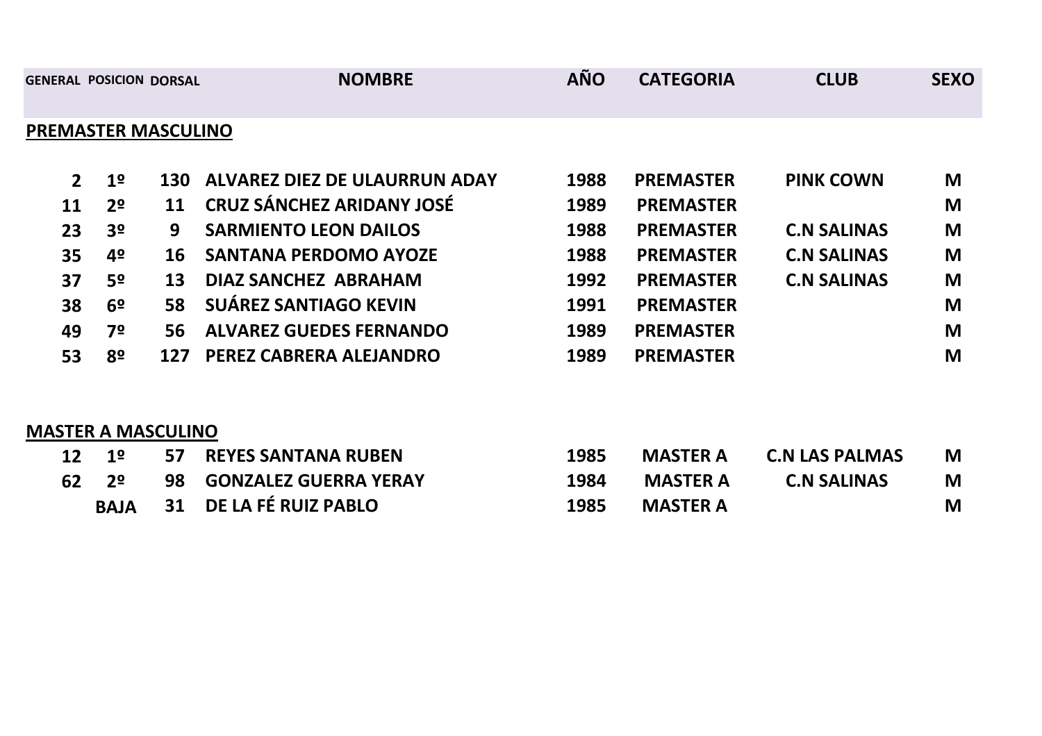| GENERAL | POSICION | DORSAL | NOMBRE | AÑO | CATEGORIA | CLUB | SEXO |
|---|---|---|---|---|---|---|---|
| **PREMASTER MASCULINO** | | | | | | | |
| 2 | 1º | 130 | ALVAREZ DIEZ DE ULAURRUN ADAY | 1988 | PREMASTER | PINK COWN | M |
| 11 | 2º | 11 | CRUZ SÁNCHEZ ARIDANY JOSÉ | 1989 | PREMASTER | | M |
| 23 | 3º | 9 | SARMIENTO LEON DAILOS | 1988 | PREMASTER | C.N SALINAS | M |
| 35 | 4º | 16 | SANTANA PERDOMO AYOZE | 1988 | PREMASTER | C.N SALINAS | M |
| 37 | 5º | 13 | DIAZ SANCHEZ ABRAHAM | 1992 | PREMASTER | C.N SALINAS | M |
| 38 | 6º | 58 | SUÁREZ SANTIAGO KEVIN | 1991 | PREMASTER | | M |
| 49 | 7º | 56 | ALVAREZ GUEDES FERNANDO | 1989 | PREMASTER | | M |
| 53 | 8º | 127 | PEREZ CABRERA ALEJANDRO | 1989 | PREMASTER | | M |
| **MASTER A MASCULINO** | | | | | | | |
| 12 | 1º | 57 | REYES SANTANA RUBEN | 1985 | MASTER A | C.N LAS PALMAS | M |
| 62 | 2º | 98 | GONZALEZ GUERRA YERAY | 1984 | MASTER A | C.N SALINAS | M |
| | BAJA | 31 | DE LA FÉ RUIZ PABLO | 1985 | MASTER A | | M |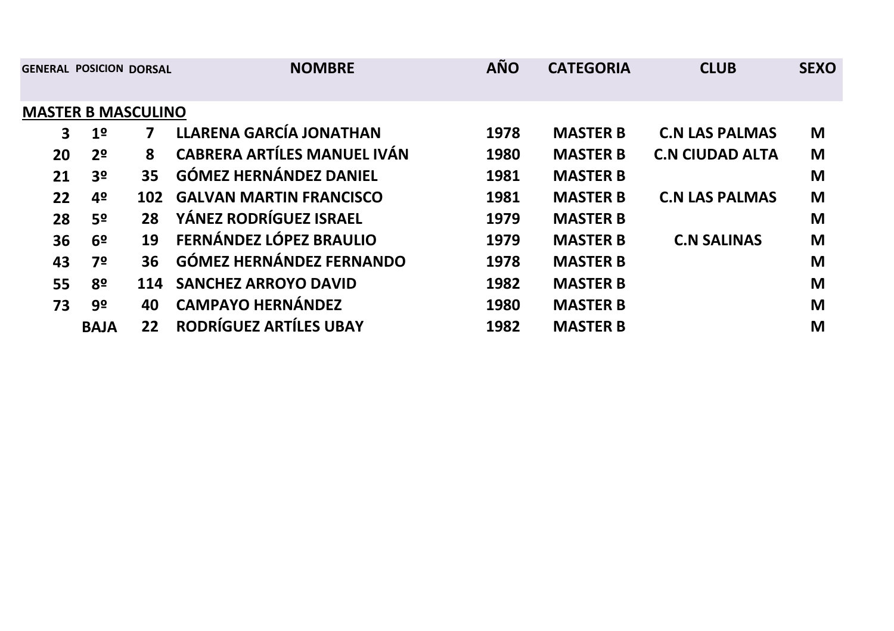| GENERAL | POSICION | DORSAL | NOMBRE | AÑO | CATEGORIA | CLUB | SEXO |
|---|---|---|---|---|---|---|---|
| **MASTER B MASCULINO** | | | | | | | |
| 3 | 1º | 7 | LLARENA GARCÍA JONATHAN | 1978 | MASTER B | C.N LAS PALMAS | M |
| 20 | 2º | 8 | CABRERA ARTÍLES MANUEL IVÁN | 1980 | MASTER B | C.N CIUDAD ALTA | M |
| 21 | 3º | 35 | GÓMEZ HERNÁNDEZ DANIEL | 1981 | MASTER B | | M |
| 22 | 4º | 102 | GALVAN MARTIN FRANCISCO | 1981 | MASTER B | C.N LAS PALMAS | M |
| 28 | 5º | 28 | YÁNEZ RODRÍGUEZ ISRAEL | 1979 | MASTER B | | M |
| 36 | 6º | 19 | FERNÁNDEZ LÓPEZ BRAULIO | 1979 | MASTER B | C.N SALINAS | M |
| 43 | 7º | 36 | GÓMEZ HERNÁNDEZ FERNANDO | 1978 | MASTER B | | M |
| 55 | 8º | 114 | SANCHEZ ARROYO DAVID | 1982 | MASTER B | | M |
| 73 | 9º | 40 | CAMPAYO HERNÁNDEZ | 1980 | MASTER B | | M |
| | BAJA | 22 | RODRÍGUEZ ARTÍLES UBAY | 1982 | MASTER B | | M |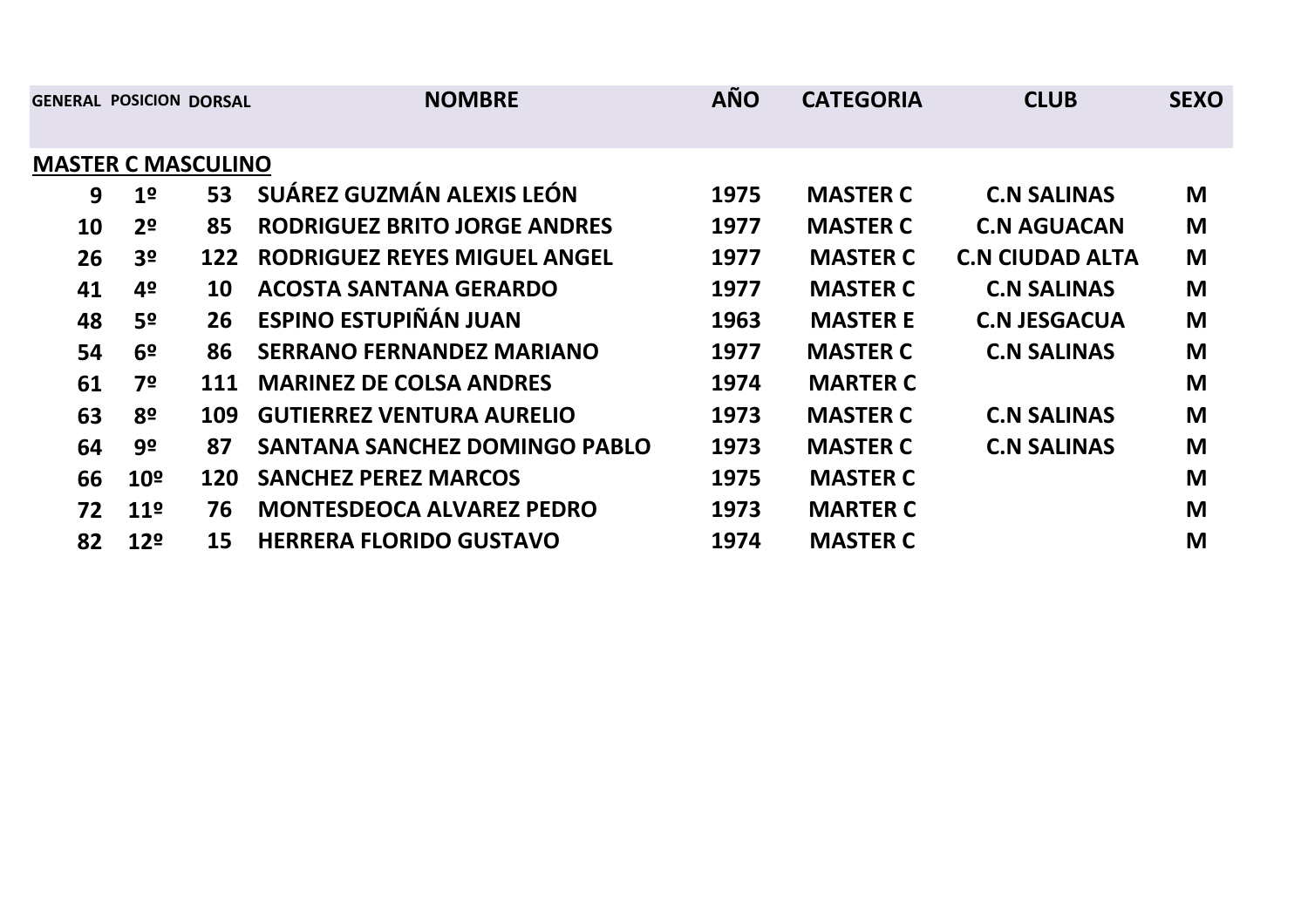| GENERAL | POSICION | DORSAL | NOMBRE | AÑO | CATEGORIA | CLUB | SEXO |
|---|---|---|---|---|---|---|---|
| **MASTER C MASCULINO** | | | | | | | |
| 9 | 1º | 53 | SUÁREZ GUZMÁN ALEXIS LEÓN | 1975 | MASTER C | C.N SALINAS | M |
| 10 | 2º | 85 | RODRIGUEZ BRITO JORGE ANDRES | 1977 | MASTER C | C.N AGUACAN | M |
| 26 | 3º | 122 | RODRIGUEZ REYES MIGUEL ANGEL | 1977 | MASTER C | C.N CIUDAD ALTA | M |
| 41 | 4º | 10 | ACOSTA SANTANA GERARDO | 1977 | MASTER C | C.N SALINAS | M |
| 48 | 5º | 26 | ESPINO ESTUPIÑÁN JUAN | 1963 | MASTER E | C.N JESGACUA | M |
| 54 | 6º | 86 | SERRANO FERNANDEZ MARIANO | 1977 | MASTER C | C.N SALINAS | M |
| 61 | 7º | 111 | MARINEZ DE COLSA ANDRES | 1974 | MARTER C | | M |
| 63 | 8º | 109 | GUTIERREZ VENTURA AURELIO | 1973 | MASTER C | C.N SALINAS | M |
| 64 | 9º | 87 | SANTANA SANCHEZ DOMINGO PABLO | 1973 | MASTER C | C.N SALINAS | M |
| 66 | 10º | 120 | SANCHEZ PEREZ MARCOS | 1975 | MASTER C | | M |
| 72 | 11º | 76 | MONTESDEOCA ALVAREZ PEDRO | 1973 | MARTER C | | M |
| 82 | 12º | 15 | HERRERA FLORIDO GUSTAVO | 1974 | MASTER C | | M |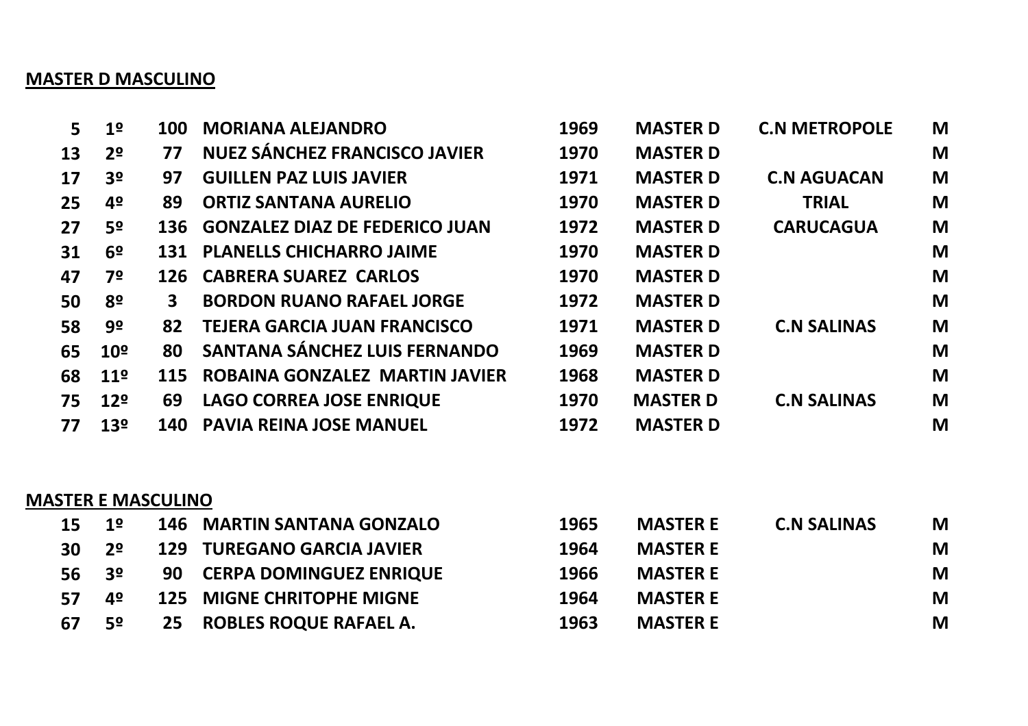**MASTER D MASCULINO**

| | | | | | | | |
|---|---|---|---|---|---|---|---|
| 5 | 1º | 100 | MORIANA ALEJANDRO | 1969 | MASTER D | C.N METROPOLE | M |
| 13 | 2º | 77 | NUEZ SÁNCHEZ FRANCISCO JAVIER | 1970 | MASTER D | | M |
| 17 | 3º | 97 | GUILLEN PAZ LUIS JAVIER | 1971 | MASTER D | C.N AGUACAN | M |
| 25 | 4º | 89 | ORTIZ SANTANA AURELIO | 1970 | MASTER D | TRIAL | M |
| 27 | 5º | 136 | GONZALEZ DIAZ DE FEDERICO JUAN | 1972 | MASTER D | CARUCAGUA | M |
| 31 | 6º | 131 | PLANELLS CHICHARRO JAIME | 1970 | MASTER D | | M |
| 47 | 7º | 126 | CABRERA SUAREZ CARLOS | 1970 | MASTER D | | M |
| 50 | 8º | 3 | BORDON RUANO RAFAEL JORGE | 1972 | MASTER D | | M |
| 58 | 9º | 82 | TEJERA GARCIA JUAN FRANCISCO | 1971 | MASTER D | C.N SALINAS | M |
| 65 | 10º | 80 | SANTANA SÁNCHEZ LUIS FERNANDO | 1969 | MASTER D | | M |
| 68 | 11º | 115 | ROBAINA GONZALEZ MARTIN JAVIER | 1968 | MASTER D | | M |
| 75 | 12º | 69 | LAGO CORREA JOSE ENRIQUE | 1970 | MASTER D | C.N SALINAS | M |
| 77 | 13º | 140 | PAVIA REINA JOSE MANUEL | 1972 | MASTER D | | M |

**MASTER E MASCULINO**

| | | | | | | | |
|---|---|---|---|---|---|---|---|
| 15 | 1º | 146 | MARTIN SANTANA GONZALO | 1965 | MASTER E | C.N SALINAS | M |
| 30 | 2º | 129 | TUREGANO GARCIA JAVIER | 1964 | MASTER E | | M |
| 56 | 3º | 90 | CERPA DOMINGUEZ ENRIQUE | 1966 | MASTER E | | M |
| 57 | 4º | 125 | MIGNE CHRITOPHE MIGNE | 1964 | MASTER E | | M |
| 67 | 5º | 25 | ROBLES ROQUE RAFAEL A. | 1963 | MASTER E | | M |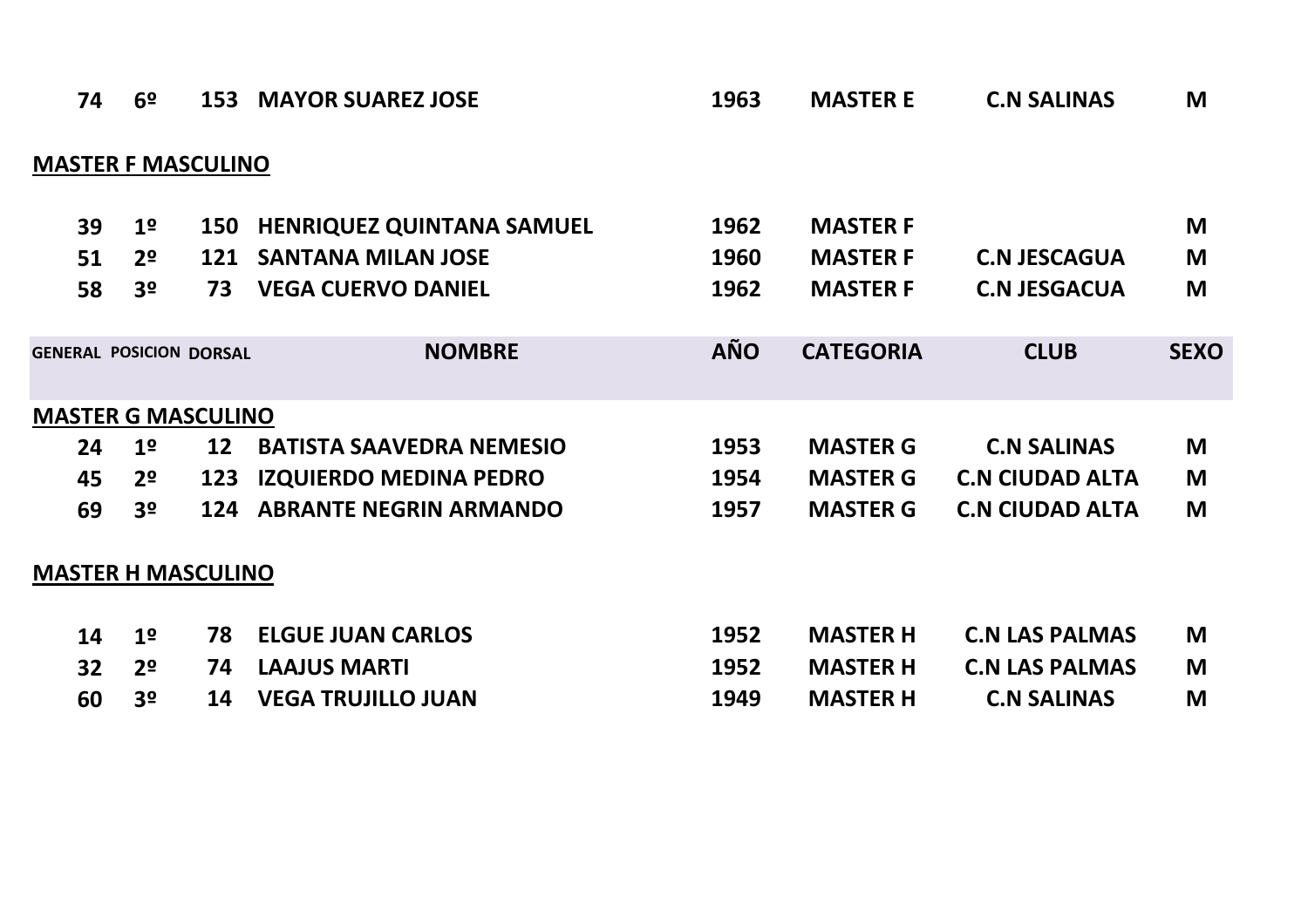| | | | | | | | |
|---|---|---|---|---|---|---|---|
| 74 | 6º | 153 | MAYOR SUAREZ JOSE | 1963 | MASTER E | C.N SALINAS | M |

**MASTER F MASCULINO**

| | | | | | | | |
|---|---|---|---|---|---|---|---|
| 39 | 1º | 150 | HENRIQUEZ QUINTANA SAMUEL | 1962 | MASTER F | | M |
| 51 | 2º | 121 | SANTANA MILAN JOSE | 1960 | MASTER F | C.N JESCAGUA | M |
| 58 | 3º | 73 | VEGA CUERVO DANIEL | 1962 | MASTER F | C.N JESGACUA | M |

| GENERAL | POSICION | DORSAL | NOMBRE | AÑO | CATEGORIA | CLUB | SEXO |
|---|---|---|---|---|---|---|---|

**MASTER G MASCULINO**

| | | | | | | | |
|---|---|---|---|---|---|---|---|
| 24 | 1º | 12 | BATISTA SAAVEDRA NEMESIO | 1953 | MASTER G | C.N SALINAS | M |
| 45 | 2º | 123 | IZQUIERDO MEDINA PEDRO | 1954 | MASTER G | C.N CIUDAD ALTA | M |
| 69 | 3º | 124 | ABRANTE NEGRIN ARMANDO | 1957 | MASTER G | C.N CIUDAD ALTA | M |

**MASTER H MASCULINO**

| | | | | | | | |
|---|---|---|---|---|---|---|---|
| 14 | 1º | 78 | ELGUE JUAN CARLOS | 1952 | MASTER H | C.N LAS PALMAS | M |
| 32 | 2º | 74 | LAAJUS MARTI | 1952 | MASTER H | C.N LAS PALMAS | M |
| 60 | 3º | 14 | VEGA TRUJILLO JUAN | 1949 | MASTER H | C.N SALINAS | M |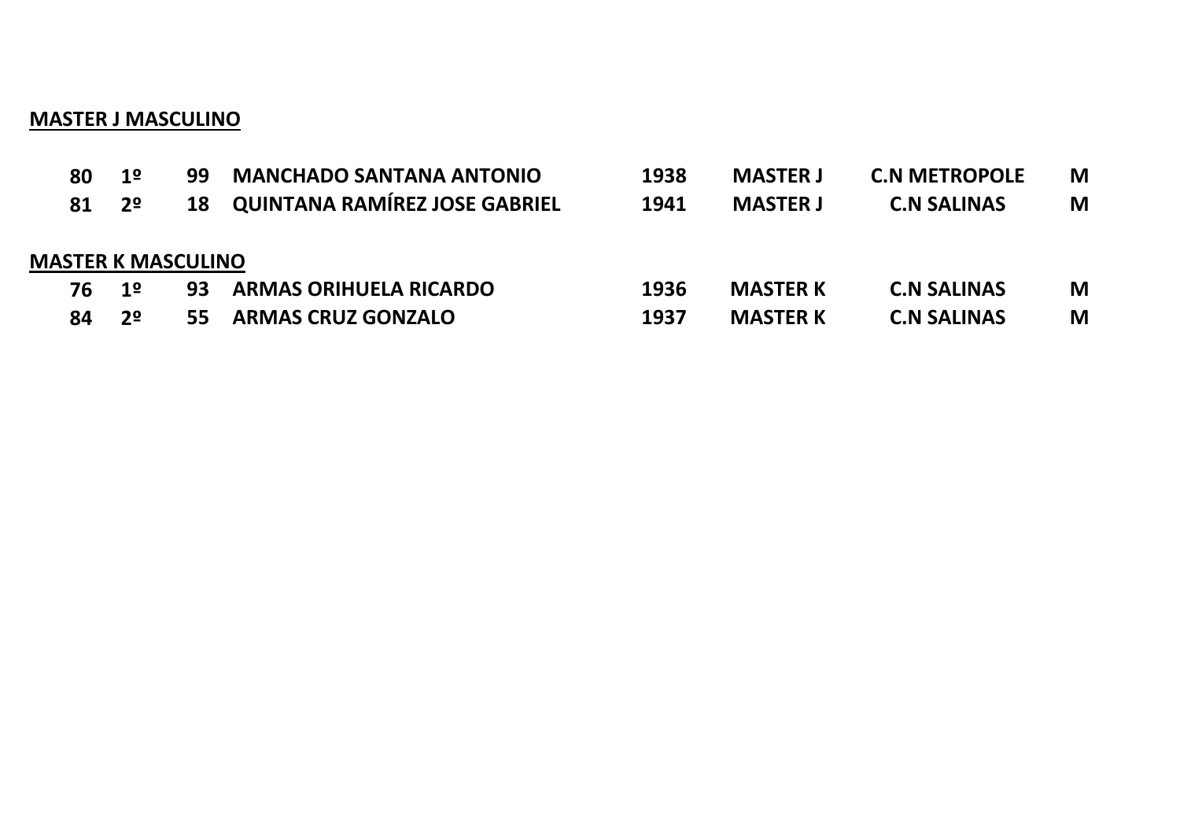**MASTER J MASCULINO**

| | | | | | | | |
|---|---|---|---|---|---|---|---|
| 80 | 1º | 99 | MANCHADO SANTANA ANTONIO | 1938 | MASTER J | C.N METROPOLE | M |
| 81 | 2º | 18 | QUINTANA RAMÍREZ JOSE GABRIEL | 1941 | MASTER J | C.N SALINAS | M |

**MASTER K MASCULINO**

| | | | | | | | |
|---|---|---|---|---|---|---|---|
| 76 | 1º | 93 | ARMAS ORIHUELA RICARDO | 1936 | MASTER K | C.N SALINAS | M |
| 84 | 2º | 55 | ARMAS CRUZ GONZALO | 1937 | MASTER K | C.N SALINAS | M |